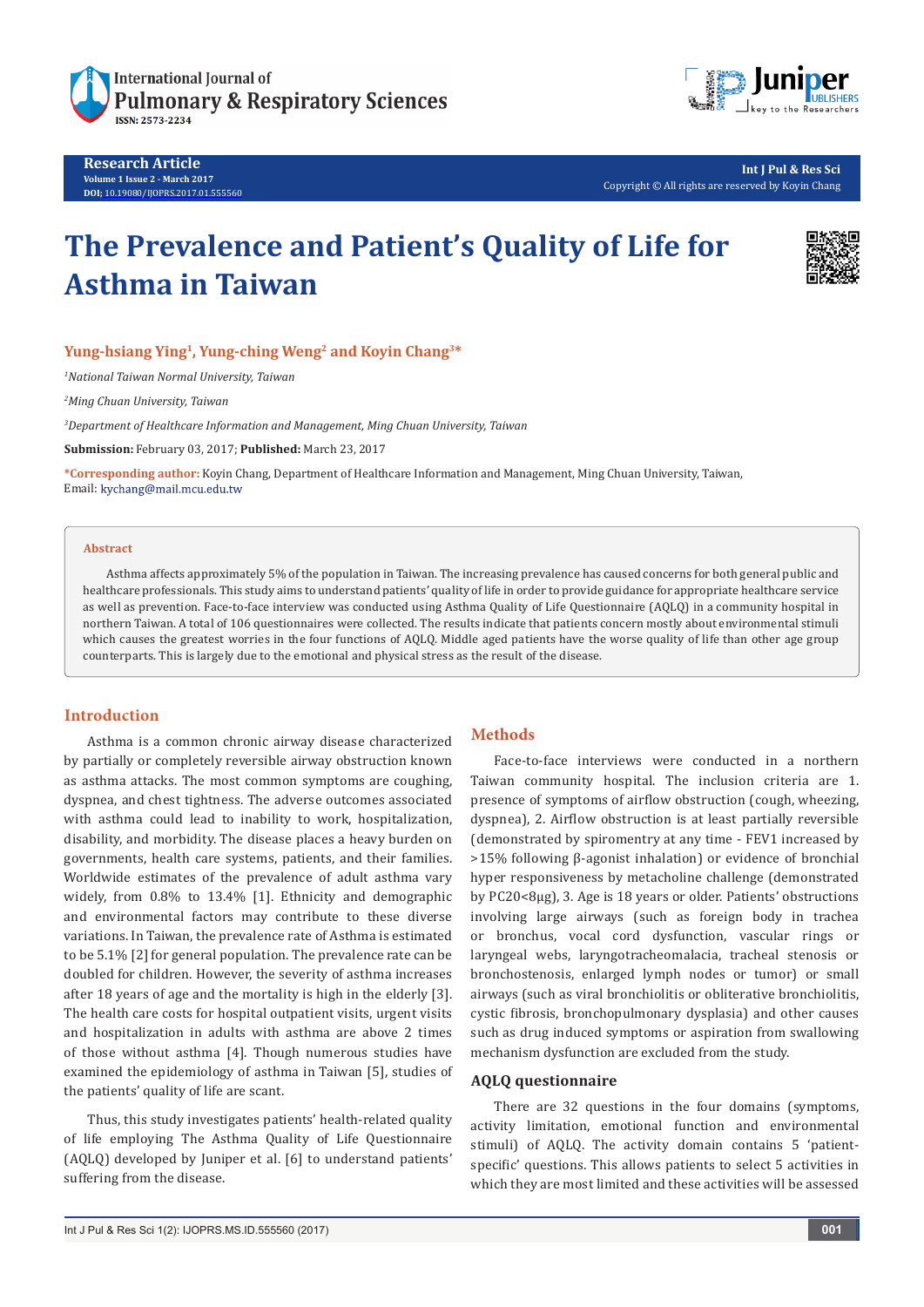Research Article

Volume 1 Issue 2 - March 2017

DOI: 10.19080/IJOPRS.2017.01.555560

Int J Pul & Res Sci

Copyright © All rights are reserved by Koyin Chang

# The Prevalence and Patient's Quality of Life for Asthma in Taiwan

**Yung-hsiang Ying[1], Yung-ching Weng[2] and Koyin Chang[3]***

[1]*National Taiwan Normal University, Taiwan*

[2]*Ming Chuan University, Taiwan*

[3]*Department of Healthcare Information and Management, Ming Chuan University, Taiwan*

**Submission:** February 03, 2017; **Published:** March 23, 2017

***Corresponding author:** Koyin Chang, Department of Healthcare Information and Management, Ming Chuan University, Taiwan, Email: kychang@mail.mcu.edu.tw

## Abstract

Asthma affects approximately 5% of the population in Taiwan. The increasing prevalence has caused concerns for both general public and healthcare professionals. This study aims to understand patients' quality of life in order to provide guidance for appropriate healthcare service as well as prevention. Face-to-face interview was conducted using Asthma Quality of Life Questionnaire (AQLQ) in a community hospital in northern Taiwan. A total of 106 questionnaires were collected. The results indicate that patients concern mostly about environmental stimuli which causes the greatest worries in the four functions of AQLQ. Middle aged patients have the worse quality of life than other age group counterparts. This is largely due to the emotional and physical stress as the result of the disease.

## Introduction

Asthma is a common chronic airway disease characterized by partially or completely reversible airway obstruction known as asthma attacks. The most common symptoms are coughing, dyspnea, and chest tightness. The adverse outcomes associated with asthma could lead to inability to work, hospitalization, disability, and morbidity. The disease places a heavy burden on governments, health care systems, patients, and their families. Worldwide estimates of the prevalence of adult asthma vary widely, from 0.8% to 13.4% [1]. Ethnicity and demographic and environmental factors may contribute to these diverse variations. In Taiwan, the prevalence rate of Asthma is estimated to be 5.1% [2] for general population. The prevalence rate can be doubled for children. However, the severity of asthma increases after 18 years of age and the mortality is high in the elderly [3]. The health care costs for hospital outpatient visits, urgent visits and hospitalization in adults with asthma are above 2 times of those without asthma [4]. Though numerous studies have examined the epidemiology of asthma in Taiwan [5], studies of the patients' quality of life are scant.

Thus, this study investigates patients' health-related quality of life employing The Asthma Quality of Life Questionnaire (AQLQ) developed by Juniper et al. [6] to understand patients' suffering from the disease.

## Methods

Face-to-face interviews were conducted in a northern Taiwan community hospital. The inclusion criteria are 1. presence of symptoms of airflow obstruction (cough, wheezing, dyspnea), 2. Airflow obstruction is at least partially reversible (demonstrated by spiromentry at any time - FEV1 increased by >15% following β-agonist inhalation) or evidence of bronchial hyper responsiveness by metacholine challenge (demonstrated by PC20<8μg), 3. Age is 18 years or older. Patients' obstructions involving large airways (such as foreign body in trachea or bronchus, vocal cord dysfunction, vascular rings or laryngeal webs, laryngotracheomalacia, tracheal stenosis or bronchostenosis, enlarged lymph nodes or tumor) or small airways (such as viral bronchiolitis or obliterative bronchiolitis, cystic fibrosis, bronchopulmonary dysplasia) and other causes such as drug induced symptoms or aspiration from swallowing mechanism dysfunction are excluded from the study.

### AQLQ questionnaire

There are 32 questions in the four domains (symptoms, activity limitation, emotional function and environmental stimuli) of AQLQ. The activity domain contains 5 'patient-specific' questions. This allows patients to select 5 activities in which they are most limited and these activities will be assessed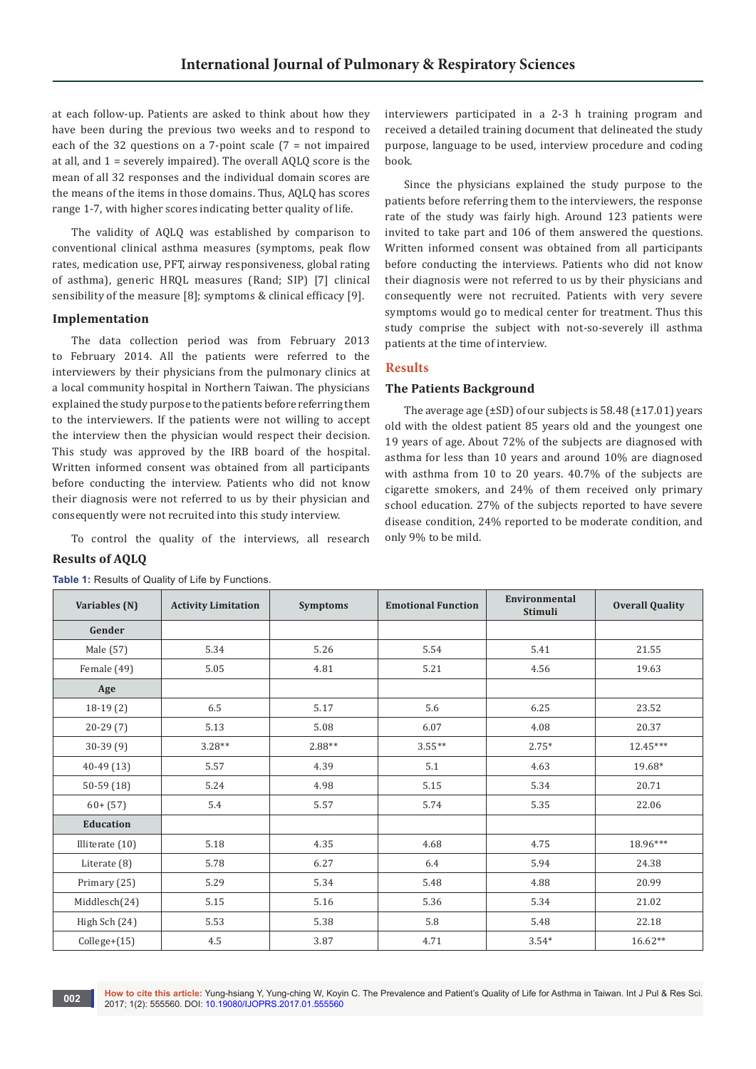at each follow-up. Patients are asked to think about how they have been during the previous two weeks and to respond to each of the 32 questions on a 7-point scale (7 = not impaired at all, and 1 = severely impaired). The overall AQLQ score is the mean of all 32 responses and the individual domain scores are the means of the items in those domains. Thus, AQLQ has scores range 1-7, with higher scores indicating better quality of life.

The validity of AQLQ was established by comparison to conventional clinical asthma measures (symptoms, peak flow rates, medication use, PFT, airway responsiveness, global rating of asthma), generic HRQL measures (Rand; SIP) [7] clinical sensibility of the measure [8]; symptoms & clinical efficacy [9].

### Implementation

The data collection period was from February 2013 to February 2014. All the patients were referred to the interviewers by their physicians from the pulmonary clinics at a local community hospital in Northern Taiwan. The physicians explained the study purpose to the patients before referring them to the interviewers. If the patients were not willing to accept the interview then the physician would respect their decision. This study was approved by the IRB board of the hospital. Written informed consent was obtained from all participants before conducting the interview. Patients who did not know their diagnosis were not referred to us by their physician and consequently were not recruited into this study interview.

To control the quality of the interviews, all research interviewers participated in a 2-3 h training program and received a detailed training document that delineated the study purpose, language to be used, interview procedure and coding book.

Since the physicians explained the study purpose to the patients before referring them to the interviewers, the response rate of the study was fairly high. Around 123 patients were invited to take part and 106 of them answered the questions. Written informed consent was obtained from all participants before conducting the interviews. Patients who did not know their diagnosis were not referred to us by their physicians and consequently were not recruited. Patients with very severe symptoms would go to medical center for treatment. Thus this study comprise the subject with not-so-severely ill asthma patients at the time of interview.

## Results

### The Patients Background

The average age (±SD) of our subjects is 58.48 (±17.01) years old with the oldest patient 85 years old and the youngest one 19 years of age. About 72% of the subjects are diagnosed with asthma for less than 10 years and around 10% are diagnosed with asthma from 10 to 20 years. 40.7% of the subjects are cigarette smokers, and 24% of them received only primary school education. 27% of the subjects reported to have severe disease condition, 24% reported to be moderate condition, and only 9% to be mild.

### Results of AQLQ

**Table 1:** Results of Quality of Life by Functions.

| Variables (N) | Activity Limitation | Symptoms | Emotional Function | Environmental Stimuli | Overall Quality |
|---|---|---|---|---|---|
| **Gender** | | | | | |
| Male (57) | 5.34 | 5.26 | 5.54 | 5.41 | 21.55 |
| Female (49) | 5.05 | 4.81 | 5.21 | 4.56 | 19.63 |
| **Age** | | | | | |
| 18-19 (2) | 6.5 | 5.17 | 5.6 | 6.25 | 23.52 |
| 20-29 (7) | 5.13 | 5.08 | 6.07 | 4.08 | 20.37 |
| 30-39 (9) | 3.28** | 2.88** | 3.55** | 2.75* | 12.45*** |
| 40-49 (13) | 5.57 | 4.39 | 5.1 | 4.63 | 19.68* |
| 50-59 (18) | 5.24 | 4.98 | 5.15 | 5.34 | 20.71 |
| 60+ (57) | 5.4 | 5.57 | 5.74 | 5.35 | 22.06 |
| **Education** | | | | | |
| Illiterate (10) | 5.18 | 4.35 | 4.68 | 4.75 | 18.96*** |
| Literate (8) | 5.78 | 6.27 | 6.4 | 5.94 | 24.38 |
| Primary (25) | 5.29 | 5.34 | 5.48 | 4.88 | 20.99 |
| Middlesch(24) | 5.15 | 5.16 | 5.36 | 5.34 | 21.02 |
| High Sch (24) | 5.53 | 5.38 | 5.8 | 5.48 | 22.18 |
| College+(15) | 4.5 | 3.87 | 4.71 | 3.54* | 16.62** |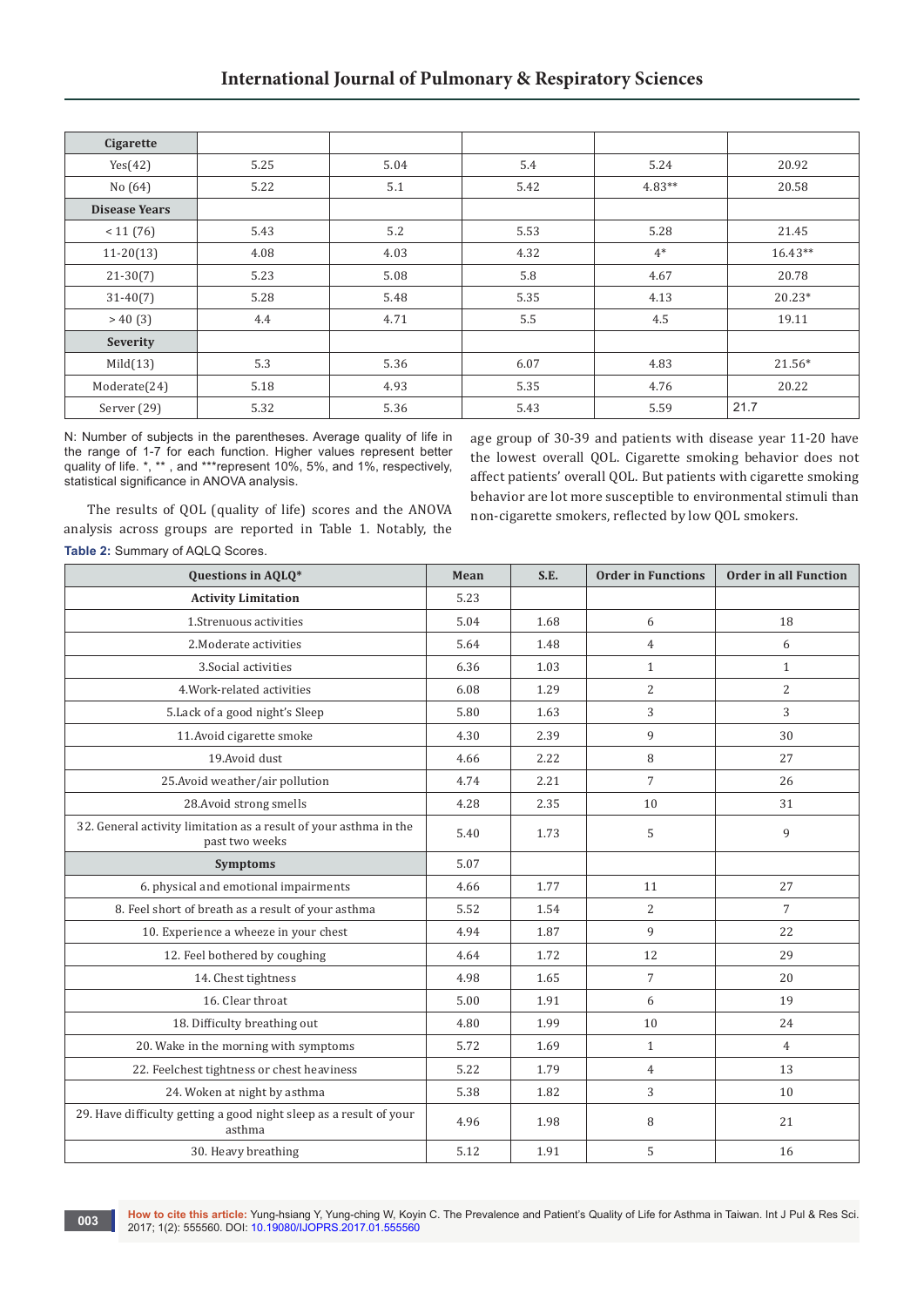| Cigarette | | | | | |
|---|---|---|---|---|---|
| Yes(42) | 5.25 | 5.04 | 5.4 | 5.24 | 20.92 |
| No (64) | 5.22 | 5.1 | 5.42 | 4.83** | 20.58 |
| **Disease Years** | | | | | |
| < 11 (76) | 5.43 | 5.2 | 5.53 | 5.28 | 21.45 |
| 11-20(13) | 4.08 | 4.03 | 4.32 | 4* | 16.43** |
| 21-30(7) | 5.23 | 5.08 | 5.8 | 4.67 | 20.78 |
| 31-40(7) | 5.28 | 5.48 | 5.35 | 4.13 | 20.23* |
| > 40 (3) | 4.4 | 4.71 | 5.5 | 4.5 | 19.11 |
| **Severity** | | | | | |
| Mild(13) | 5.3 | 5.36 | 6.07 | 4.83 | 21.56* |
| Moderate(24) | 5.18 | 4.93 | 5.35 | 4.76 | 20.22 |
| Server (29) | 5.32 | 5.36 | 5.43 | 5.59 | 21.7 |

N: Number of subjects in the parentheses. Average quality of life in the range of 1-7 for each function. Higher values represent better quality of life. *, ** , and ***represent 10%, 5%, and 1%, respectively, statistical significance in ANOVA analysis.

The results of QOL (quality of life) scores and the ANOVA analysis across groups are reported in Table 1. Notably, the age group of 30-39 and patients with disease year 11-20 have the lowest overall QOL. Cigarette smoking behavior does not affect patients' overall QOL. But patients with cigarette smoking behavior are lot more susceptible to environmental stimuli than non-cigarette smokers, reflected by low QOL smokers.

**Table 2:** Summary of AQLQ Scores.

| Questions in AQLQ* | Mean | S.E. | Order in Functions | Order in all Function |
|---|---|---|---|---|
| **Activity Limitation** | 5.23 | | | |
| 1.Strenuous activities | 5.04 | 1.68 | 6 | 18 |
| 2.Moderate activities | 5.64 | 1.48 | 4 | 6 |
| 3.Social activities | 6.36 | 1.03 | 1 | 1 |
| 4.Work-related activities | 6.08 | 1.29 | 2 | 2 |
| 5.Lack of a good night's Sleep | 5.80 | 1.63 | 3 | 3 |
| 11.Avoid cigarette smoke | 4.30 | 2.39 | 9 | 30 |
| 19.Avoid dust | 4.66 | 2.22 | 8 | 27 |
| 25.Avoid weather/air pollution | 4.74 | 2.21 | 7 | 26 |
| 28.Avoid strong smells | 4.28 | 2.35 | 10 | 31 |
| 32. General activity limitation as a result of your asthma in the past two weeks | 5.40 | 1.73 | 5 | 9 |
| **Symptoms** | 5.07 | | | |
| 6. physical and emotional impairments | 4.66 | 1.77 | 11 | 27 |
| 8. Feel short of breath as a result of your asthma | 5.52 | 1.54 | 2 | 7 |
| 10. Experience a wheeze in your chest | 4.94 | 1.87 | 9 | 22 |
| 12. Feel bothered by coughing | 4.64 | 1.72 | 12 | 29 |
| 14. Chest tightness | 4.98 | 1.65 | 7 | 20 |
| 16. Clear throat | 5.00 | 1.91 | 6 | 19 |
| 18. Difficulty breathing out | 4.80 | 1.99 | 10 | 24 |
| 20. Wake in the morning with symptoms | 5.72 | 1.69 | 1 | 4 |
| 22. Feelchest tightness or chest heaviness | 5.22 | 1.79 | 4 | 13 |
| 24. Woken at night by asthma | 5.38 | 1.82 | 3 | 10 |
| 29. Have difficulty getting a good night sleep as a result of your asthma | 4.96 | 1.98 | 8 | 21 |
| 30. Heavy breathing | 5.12 | 1.91 | 5 | 16 |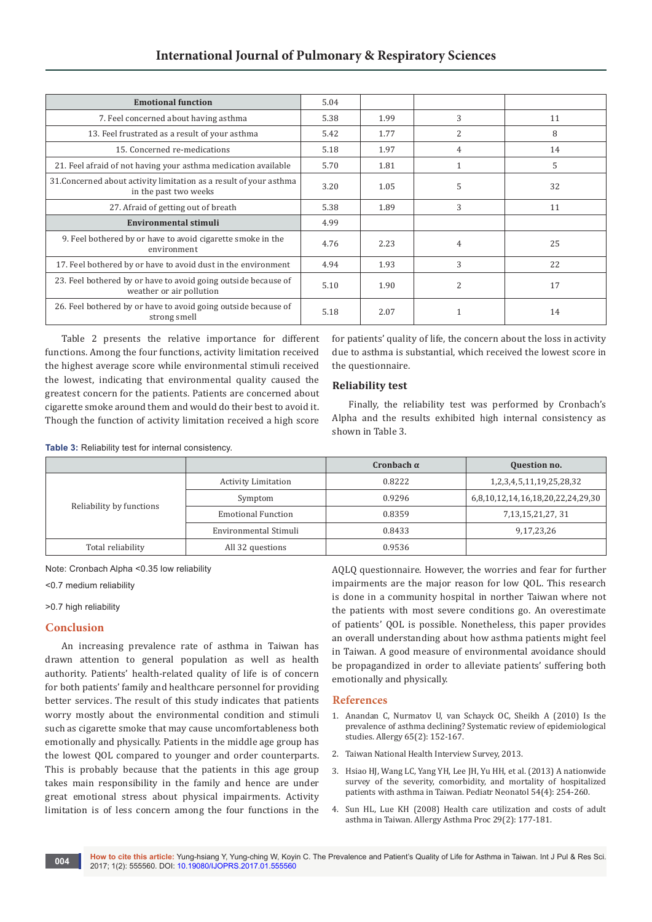| Emotional function | 5.04 | | | |
|---|---|---|---|---|
| 7. Feel concerned about having asthma | 5.38 | 1.99 | 3 | 11 |
| 13. Feel frustrated as a result of your asthma | 5.42 | 1.77 | 2 | 8 |
| 15. Concerned re-medications | 5.18 | 1.97 | 4 | 14 |
| 21. Feel afraid of not having your asthma medication available | 5.70 | 1.81 | 1 | 5 |
| 31.Concerned about activity limitation as a result of your asthma in the past two weeks | 3.20 | 1.05 | 5 | 32 |
| 27. Afraid of getting out of breath | 5.38 | 1.89 | 3 | 11 |
| **Environmental stimuli** | 4.99 | | | |
| 9. Feel bothered by or have to avoid cigarette smoke in the environment | 4.76 | 2.23 | 4 | 25 |
| 17. Feel bothered by or have to avoid dust in the environment | 4.94 | 1.93 | 3 | 22 |
| 23. Feel bothered by or have to avoid going outside because of weather or air pollution | 5.10 | 1.90 | 2 | 17 |
| 26. Feel bothered by or have to avoid going outside because of strong smell | 5.18 | 2.07 | 1 | 14 |

Table 2 presents the relative importance for different functions. Among the four functions, activity limitation received the highest average score while environmental stimuli received the lowest, indicating that environmental quality caused the greatest concern for the patients. Patients are concerned about cigarette smoke around them and would do their best to avoid it. Though the function of activity limitation received a high score for patients' quality of life, the concern about the loss in activity due to asthma is substantial, which received the lowest score in the questionnaire.

### Reliability test

Finally, the reliability test was performed by Cronbach's Alpha and the results exhibited high internal consistency as shown in Table 3.

**Table 3:** Reliability test for internal consistency.

| | | Cronbach α | Question no. |
|---|---|---|---|
| Reliability by functions | Activity Limitation | 0.8222 | 1,2,3,4,5,11,19,25,28,32 |
| | Symptom | 0.9296 | 6,8,10,12,14,16,18,20,22,24,29,30 |
| | Emotional Function | 0.8359 | 7,13,15,21,27, 31 |
| | Environmental Stimuli | 0.8433 | 9,17,23,26 |
| Total reliability | All 32 questions | 0.9536 | |

Note: Cronbach Alpha <0.35 low reliability

<0.7 medium reliability

>0.7 high reliability

## Conclusion

An increasing prevalence rate of asthma in Taiwan has drawn attention to general population as well as health authority. Patients' health-related quality of life is of concern for both patients' family and healthcare personnel for providing better services. The result of this study indicates that patients worry mostly about the environmental condition and stimuli such as cigarette smoke that may cause uncomfortableness both emotionally and physically. Patients in the middle age group has the lowest QOL compared to younger and order counterparts. This is probably because that the patients in this age group takes main responsibility in the family and hence are under great emotional stress about physical impairments. Activity limitation is of less concern among the four functions in the AQLQ questionnaire. However, the worries and fear for further impairments are the major reason for low QOL. This research is done in a community hospital in norther Taiwan where not the patients with most severe conditions go. An overestimate of patients' QOL is possible. Nonetheless, this paper provides an overall understanding about how asthma patients might feel in Taiwan. A good measure of environmental avoidance should be propagandized in order to alleviate patients' suffering both emotionally and physically.

## References

1. Anandan C, Nurmatov U, van Schayck OC, Sheikh A (2010) Is the prevalence of asthma declining? Systematic review of epidemiological studies. Allergy 65(2): 152-167.
2. Taiwan National Health Interview Survey, 2013.
3. Hsiao HJ, Wang LC, Yang YH, Lee JH, Yu HH, et al. (2013) A nationwide survey of the severity, comorbidity, and mortality of hospitalized patients with asthma in Taiwan. Pediatr Neonatol 54(4): 254-260.
4. Sun HL, Lue KH (2008) Health care utilization and costs of adult asthma in Taiwan. Allergy Asthma Proc 29(2): 177-181.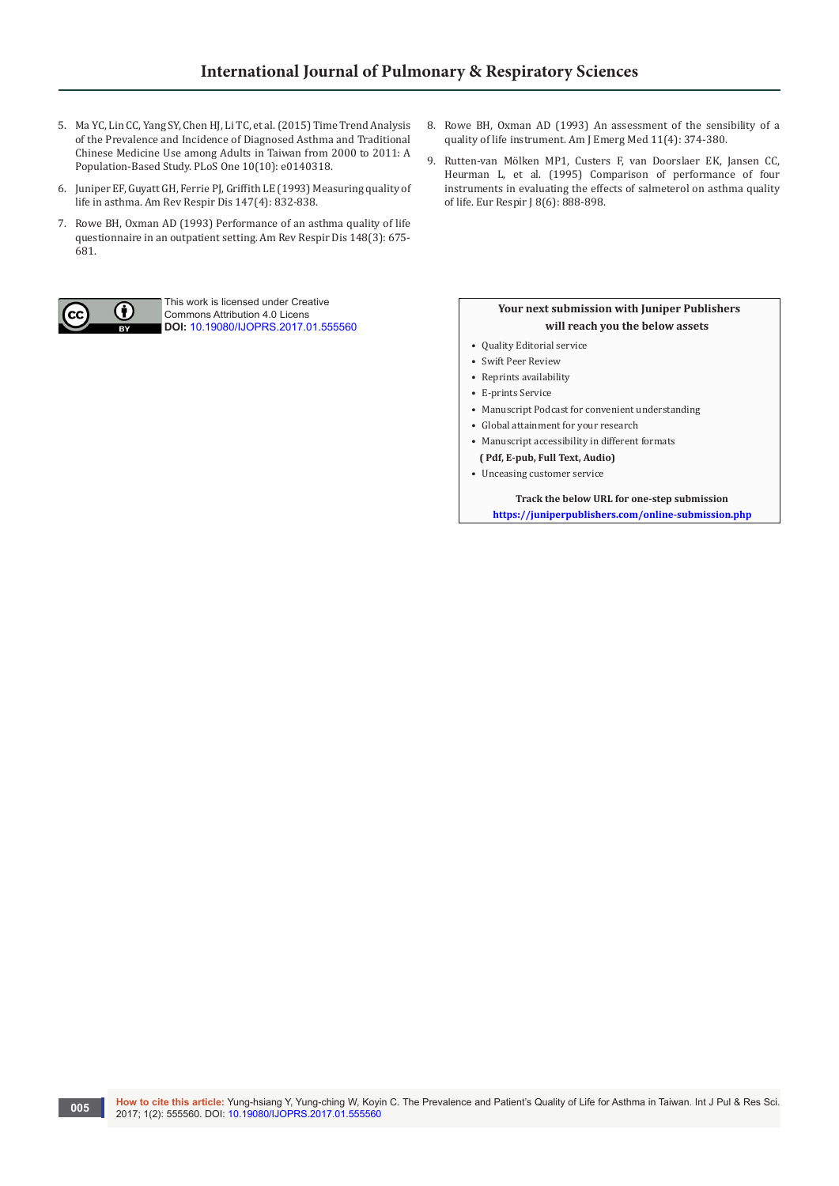5. Ma YC, Lin CC, Yang SY, Chen HJ, Li TC, et al. (2015) Time Trend Analysis of the Prevalence and Incidence of Diagnosed Asthma and Traditional Chinese Medicine Use among Adults in Taiwan from 2000 to 2011: A Population-Based Study. PLoS One 10(10): e0140318.
6. Juniper EF, Guyatt GH, Ferrie PJ, Griffith LE (1993) Measuring quality of life in asthma. Am Rev Respir Dis 147(4): 832-838.
7. Rowe BH, Oxman AD (1993) Performance of an asthma quality of life questionnaire in an outpatient setting. Am Rev Respir Dis 148(3): 675-681.
8. Rowe BH, Oxman AD (1993) An assessment of the sensibility of a quality of life instrument. Am J Emerg Med 11(4): 374-380.
9. Rutten-van Mölken MP1, Custers F, van Doorslaer EK, Jansen CC, Heurman L, et al. (1995) Comparison of performance of four instruments in evaluating the effects of salmeterol on asthma quality of life. Eur Respir J 8(6): 888-898.

This work is licensed under Creative Commons Attribution 4.0 Licens
**DOI:** 10.19080/IJOPRS.2017.01.555560

**Your next submission with Juniper Publishers will reach you the below assets**

- Quality Editorial service
- Swift Peer Review
- Reprints availability
- E-prints Service
- Manuscript Podcast for convenient understanding
- Global attainment for your research
- Manuscript accessibility in different formats
  **( Pdf, E-pub, Full Text, Audio)**
- Unceasing customer service

**Track the below URL for one-step submission**
**https://juniperpublishers.com/online-submission.php**

**How to cite this article:** Yung-hsiang Y, Yung-ching W, Koyin C. The Prevalence and Patient's Quality of Life for Asthma in Taiwan. Int J Pul & Res Sci. 2017; 1(2): 555560. DOI: 10.19080/IJOPRS.2017.01.555560